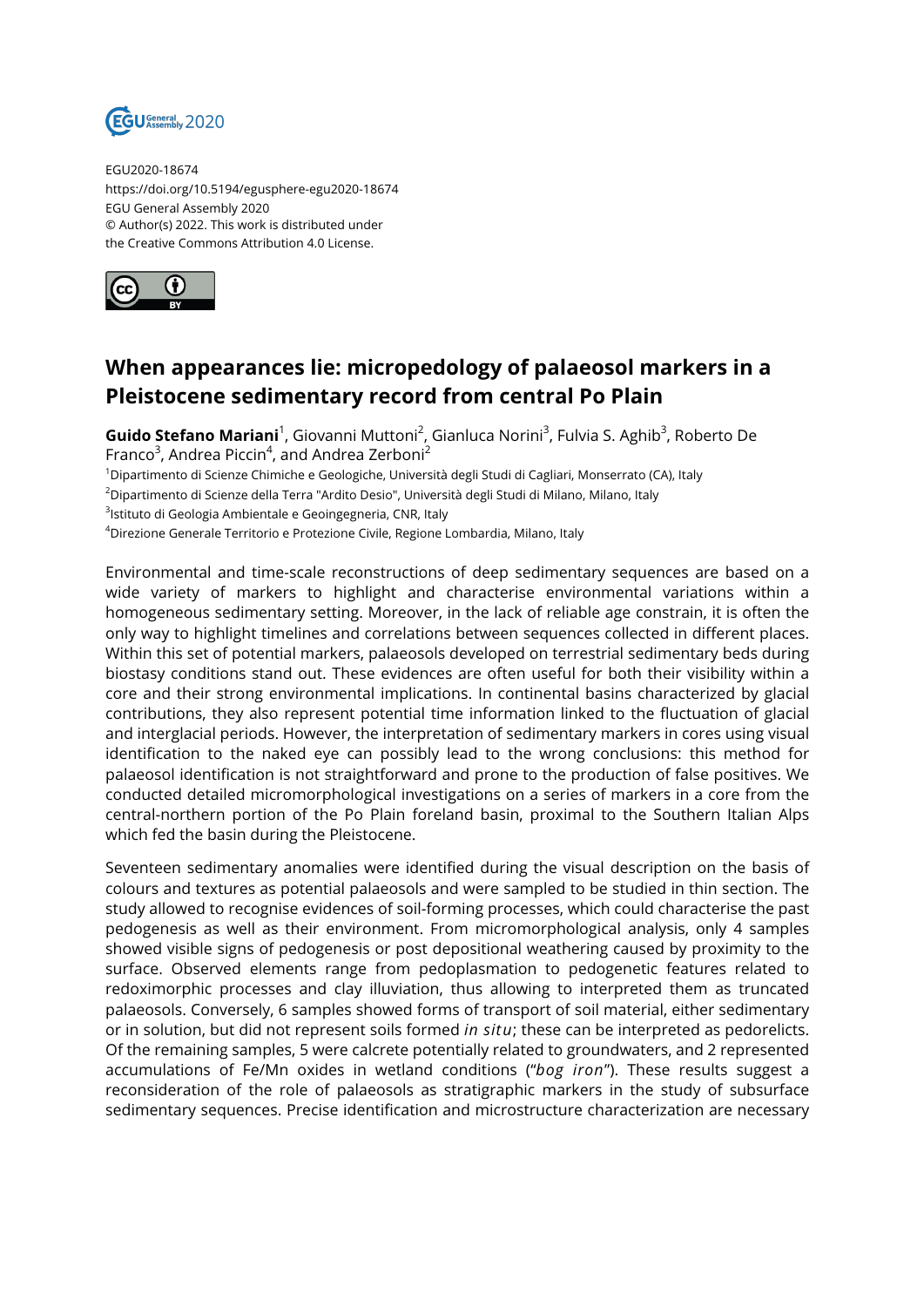EGU2020-18674
https://doi.org/10.5194/egusphere-egu2020-18674
EGU General Assembly 2020
© Author(s) 2022. This work is distributed under
the Creative Commons Attribution 4.0 License.

# When appearances lie: micropedology of palaeosol markers in a Pleistocene sedimentary record from central Po Plain

**Guido Stefano Mariani**[1], Giovanni Muttoni[2], Gianluca Norini[3], Fulvia S. Aghib[3], Roberto De Franco[3], Andrea Piccin[4], and Andrea Zerboni[2]

[1]Dipartimento di Scienze Chimiche e Geologiche, Università degli Studi di Cagliari, Monserrato (CA), Italy
[2]Dipartimento di Scienze della Terra "Ardito Desio", Università degli Studi di Milano, Milano, Italy
[3]Istituto di Geologia Ambientale e Geoingegneria, CNR, Italy
[4]Direzione Generale Territorio e Protezione Civile, Regione Lombardia, Milano, Italy

Environmental and time-scale reconstructions of deep sedimentary sequences are based on a wide variety of markers to highlight and characterise environmental variations within a homogeneous sedimentary setting. Moreover, in the lack of reliable age constrain, it is often the only way to highlight timelines and correlations between sequences collected in different places. Within this set of potential markers, palaeosols developed on terrestrial sedimentary beds during biostasy conditions stand out. These evidences are often useful for both their visibility within a core and their strong environmental implications. In continental basins characterized by glacial contributions, they also represent potential time information linked to the fluctuation of glacial and interglacial periods. However, the interpretation of sedimentary markers in cores using visual identification to the naked eye can possibly lead to the wrong conclusions: this method for palaeosol identification is not straightforward and prone to the production of false positives. We conducted detailed micromorphological investigations on a series of markers in a core from the central-northern portion of the Po Plain foreland basin, proximal to the Southern Italian Alps which fed the basin during the Pleistocene.

Seventeen sedimentary anomalies were identified during the visual description on the basis of colours and textures as potential palaeosols and were sampled to be studied in thin section. The study allowed to recognise evidences of soil-forming processes, which could characterise the past pedogenesis as well as their environment. From micromorphological analysis, only 4 samples showed visible signs of pedogenesis or post depositional weathering caused by proximity to the surface. Observed elements range from pedoplasmation to pedogenetic features related to redoximorphic processes and clay illuviation, thus allowing to interpreted them as truncated palaeosols. Conversely, 6 samples showed forms of transport of soil material, either sedimentary or in solution, but did not represent soils formed *in situ*; these can be interpreted as pedorelicts. Of the remaining samples, 5 were calcrete potentially related to groundwaters, and 2 represented accumulations of Fe/Mn oxides in wetland conditions ("*bog iron*"). These results suggest a reconsideration of the role of palaeosols as stratigraphic markers in the study of subsurface sedimentary sequences. Precise identification and microstructure characterization are necessary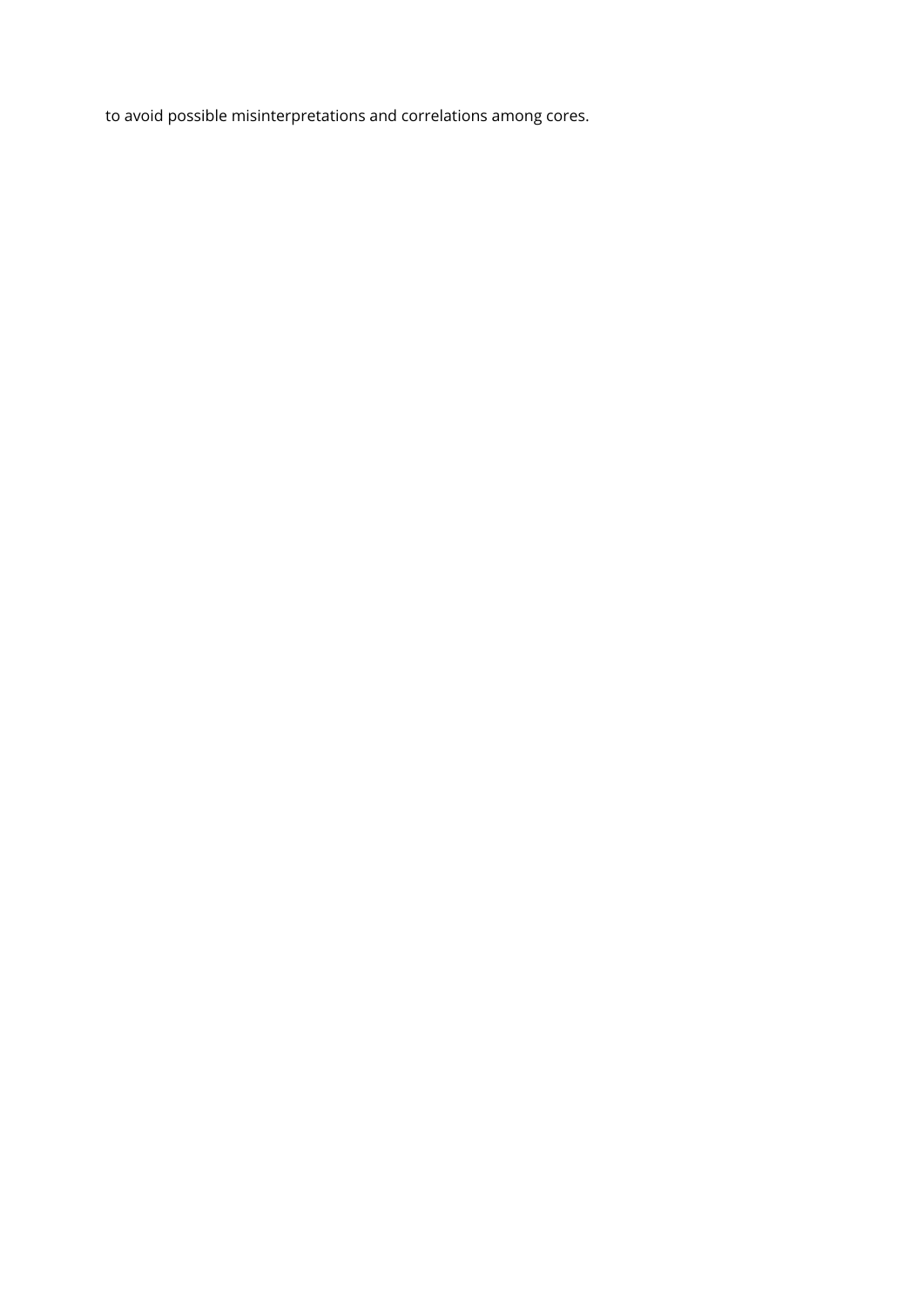to avoid possible misinterpretations and correlations among cores.